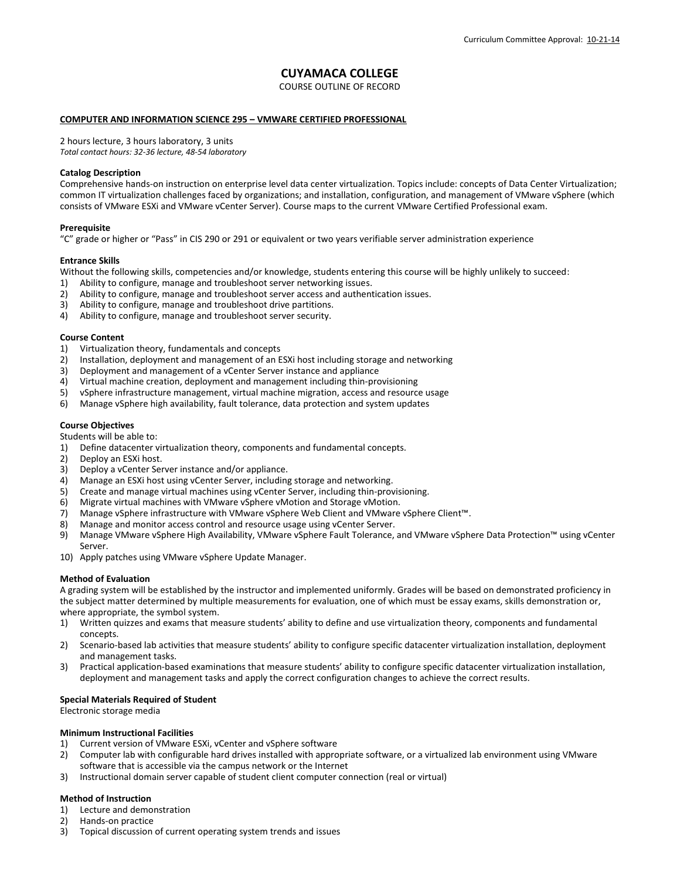Curriculum Committee Approval: 10-21-14

# CUYAMACA COLLEGE

COURSE OUTLINE OF RECORD

## COMPUTER AND INFORMATION SCIENCE 295 – VMWARE CERTIFIED PROFESSIONAL

2 hours lecture, 3 hours laboratory, 3 units
*Total contact hours: 32-36 lecture, 48-54 laboratory*

**Catalog Description**
Comprehensive hands-on instruction on enterprise level data center virtualization. Topics include: concepts of Data Center Virtualization; common IT virtualization challenges faced by organizations; and installation, configuration, and management of VMware vSphere (which consists of VMware ESXi and VMware vCenter Server). Course maps to the current VMware Certified Professional exam.

**Prerequisite**
"C" grade or higher or "Pass" in CIS 290 or 291 or equivalent or two years verifiable server administration experience

**Entrance Skills**
Without the following skills, competencies and/or knowledge, students entering this course will be highly unlikely to succeed:
1) Ability to configure, manage and troubleshoot server networking issues.
2) Ability to configure, manage and troubleshoot server access and authentication issues.
3) Ability to configure, manage and troubleshoot drive partitions.
4) Ability to configure, manage and troubleshoot server security.

**Course Content**
1) Virtualization theory, fundamentals and concepts
2) Installation, deployment and management of an ESXi host including storage and networking
3) Deployment and management of a vCenter Server instance and appliance
4) Virtual machine creation, deployment and management including thin-provisioning
5) vSphere infrastructure management, virtual machine migration, access and resource usage
6) Manage vSphere high availability, fault tolerance, data protection and system updates

**Course Objectives**
Students will be able to:
1) Define datacenter virtualization theory, components and fundamental concepts.
2) Deploy an ESXi host.
3) Deploy a vCenter Server instance and/or appliance.
4) Manage an ESXi host using vCenter Server, including storage and networking.
5) Create and manage virtual machines using vCenter Server, including thin-provisioning.
6) Migrate virtual machines with VMware vSphere vMotion and Storage vMotion.
7) Manage vSphere infrastructure with VMware vSphere Web Client and VMware vSphere Client™.
8) Manage and monitor access control and resource usage using vCenter Server.
9) Manage VMware vSphere High Availability, VMware vSphere Fault Tolerance, and VMware vSphere Data Protection™ using vCenter Server.
10) Apply patches using VMware vSphere Update Manager.

**Method of Evaluation**
A grading system will be established by the instructor and implemented uniformly. Grades will be based on demonstrated proficiency in the subject matter determined by multiple measurements for evaluation, one of which must be essay exams, skills demonstration or, where appropriate, the symbol system.
1) Written quizzes and exams that measure students' ability to define and use virtualization theory, components and fundamental concepts.
2) Scenario-based lab activities that measure students' ability to configure specific datacenter virtualization installation, deployment and management tasks.
3) Practical application-based examinations that measure students' ability to configure specific datacenter virtualization installation, deployment and management tasks and apply the correct configuration changes to achieve the correct results.

**Special Materials Required of Student**
Electronic storage media

**Minimum Instructional Facilities**
1) Current version of VMware ESXi, vCenter and vSphere software
2) Computer lab with configurable hard drives installed with appropriate software, or a virtualized lab environment using VMware software that is accessible via the campus network or the Internet
3) Instructional domain server capable of student client computer connection (real or virtual)

**Method of Instruction**
1) Lecture and demonstration
2) Hands-on practice
3) Topical discussion of current operating system trends and issues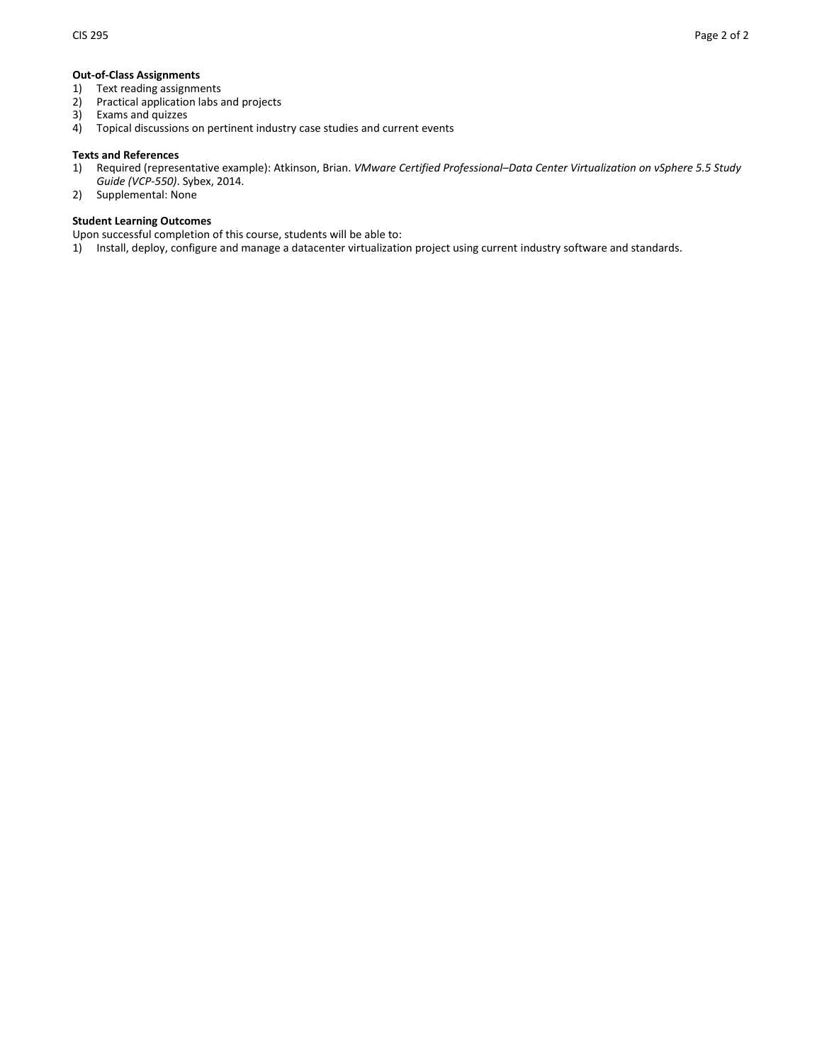**Out-of-Class Assignments**

1) Text reading assignments
2) Practical application labs and projects
3) Exams and quizzes
4) Topical discussions on pertinent industry case studies and current events

**Texts and References**

1) Required (representative example): Atkinson, Brian. *VMware Certified Professional–Data Center Virtualization on vSphere 5.5 Study Guide (VCP-550)*. Sybex, 2014.
2) Supplemental: None

**Student Learning Outcomes**

Upon successful completion of this course, students will be able to:

1) Install, deploy, configure and manage a datacenter virtualization project using current industry software and standards.